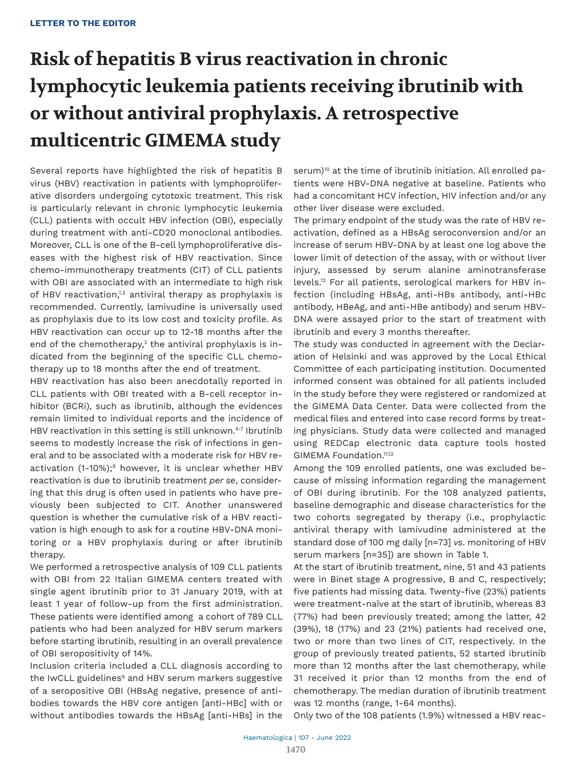LETTER TO THE EDITOR

# Risk of hepatitis B virus reactivation in chronic lymphocytic leukemia patients receiving ibrutinib with or without antiviral prophylaxis. A retrospective multicentric GIMEMA study

Several reports have highlighted the risk of hepatitis B virus (HBV) reactivation in patients with lymphoproliferative disorders undergoing cytotoxic treatment. This risk is particularly relevant in chronic lymphocytic leukemia (CLL) patients with occult HBV infection (OBI), especially during treatment with anti-CD20 monoclonal antibodies. Moreover, CLL is one of the B-cell lymphoproliferative diseases with the highest risk of HBV reactivation. Since chemo-immunotherapy treatments (CIT) of CLL patients with OBI are associated with an intermediate to high risk of HBV reactivation,[1,2] antiviral therapy as prophylaxis is recommended. Currently, lamivudine is universally used as prophylaxis due to its low cost and toxicity profile. As HBV reactivation can occur up to 12-18 months after the end of the chemotherapy,[3] the antiviral prophylaxis is indicated from the beginning of the specific CLL chemotherapy up to 18 months after the end of treatment.

HBV reactivation has also been anecdotally reported in CLL patients with OBI treated with a B-cell receptor inhibitor (BCRi), such as ibrutinib, although the evidences remain limited to individual reports and the incidence of HBV reactivation in this setting is still unknown.[4-7] Ibrutinib seems to modestly increase the risk of infections in general and to be associated with a moderate risk for HBV reactivation (1-10%);[8] however, it is unclear whether HBV reactivation is due to ibrutinib treatment *per se*, considering that this drug is often used in patients who have previously been subjected to CIT. Another unanswered question is whether the cumulative risk of a HBV reactivation is high enough to ask for a routine HBV-DNA monitoring or a HBV prophylaxis during or after ibrutinib therapy.

We performed a retrospective analysis of 109 CLL patients with OBI from 22 Italian GIMEMA centers treated with single agent ibrutinib prior to 31 January 2019, with at least 1 year of follow-up from the first administration. These patients were identified among a cohort of 789 CLL patients who had been analyzed for HBV serum markers before starting ibrutinib, resulting in an overall prevalence of OBI seropositivity of 14%.

Inclusion criteria included a CLL diagnosis according to the IwCLL guidelines[9] and HBV serum markers suggestive of a seropositive OBI (HBsAg negative, presence of antibodies towards the HBV core antigen [anti-HBc] with or without antibodies towards the HBsAg [anti-HBs] in the serum)[10] at the time of ibrutinib initiation. All enrolled patients were HBV-DNA negative at baseline. Patients who had a concomitant HCV infection, HIV infection and/or any other liver disease were excluded.

The primary endpoint of the study was the rate of HBV reactivation, defined as a HBsAg seroconversion and/or an increase of serum HBV-DNA by at least one log above the lower limit of detection of the assay, with or without liver injury, assessed by serum alanine aminotransferase levels.[12] For all patients, serological markers for HBV infection (including HBsAg, anti-HBs antibody, anti-HBc antibody, HBeAg, and anti-HBe antibody) and serum HBV-DNA were assayed prior to the start of treatment with ibrutinib and every 3 months thereafter.

The study was conducted in agreement with the Declaration of Helsinki and was approved by the Local Ethical Committee of each participating institution. Documented informed consent was obtained for all patients included in the study before they were registered or randomized at the GIMEMA Data Center. Data were collected from the medical files and entered into case record forms by treating physicians. Study data were collected and managed using REDCap electronic data capture tools hosted GIMEMA Foundation.[11,12]

Among the 109 enrolled patients, one was excluded because of missing information regarding the management of OBI during ibrutinib. For the 108 analyzed patients, baseline demographic and disease characteristics for the two cohorts segregated by therapy (i.e., prophylactic antiviral therapy with lamivudine administered at the standard dose of 100 mg daily [n=73] *vs*. monitoring of HBV serum markers [n=35]) are shown in Table 1.

At the start of ibrutinib treatment, nine, 51 and 43 patients were in Binet stage A progressive, B and C, respectively; five patients had missing data. Twenty-five (23%) patients were treatment-naïve at the start of ibrutinib, whereas 83 (77%) had been previously treated; among the latter, 42 (39%), 18 (17%) and 23 (21%) patients had received one, two or more than two lines of CIT, respectively. In the group of previously treated patients, 52 started ibrutinib more than 12 months after the last chemotherapy, while 31 received it prior than 12 months from the end of chemotherapy. The median duration of ibrutinib treatment was 12 months (range, 1-64 months).

Only two of the 108 patients (1.9%) witnessed a HBV reac-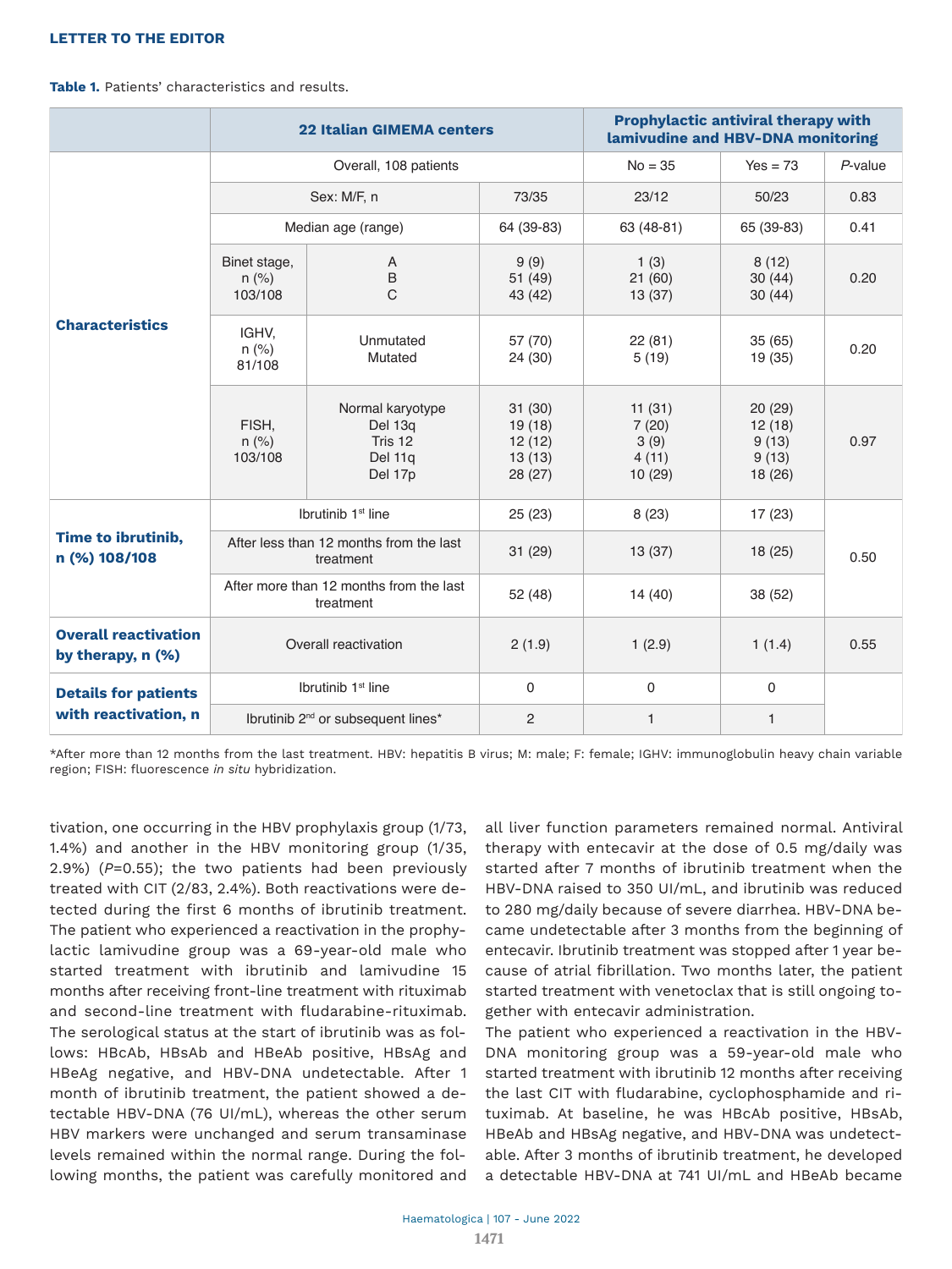**Table 1.** Patients' characteristics and results.

| | | | 22 Italian GIMEMA centers | Prophylactic antiviral therapy with lamivudine and HBV-DNA monitoring | | |
|---|---|---|---|---|---|---|
| | Overall, 108 patients | | | No = 35 | Yes = 73 | *P*-value |
| **Characteristics** | Sex: M/F, n | | 73/35 | 23/12 | 50/23 | 0.83 |
| | Median age (range) | | 64 (39-83) | 63 (48-81) | 65 (39-83) | 0.41 |
| | Binet stage, n (%) 103/108 | A<br>B<br>C | 9 (9)<br>51 (49)<br>43 (42) | 1 (3)<br>21 (60)<br>13 (37) | 8 (12)<br>30 (44)<br>30 (44) | 0.20 |
| | IGHV, n (%) 81/108 | Unmutated<br>Mutated | 57 (70)<br>24 (30) | 22 (81)<br>5 (19) | 35 (65)<br>19 (35) | 0.20 |
| | FISH, n (%) 103/108 | Normal karyotype<br>Del 13q<br>Tris 12<br>Del 11q<br>Del 17p | 31 (30)<br>19 (18)<br>12 (12)<br>13 (13)<br>28 (27) | 11 (31)<br>7 (20)<br>3 (9)<br>4 (11)<br>10 (29) | 20 (29)<br>12 (18)<br>9 (13)<br>9 (13)<br>18 (26) | 0.97 |
| **Time to ibrutinib, n (%) 108/108** | Ibrutinib 1st line | | 25 (23) | 8 (23) | 17 (23) | 0.50 |
| | After less than 12 months from the last treatment | | 31 (29) | 13 (37) | 18 (25) | |
| | After more than 12 months from the last treatment | | 52 (48) | 14 (40) | 38 (52) | |
| **Overall reactivation by therapy, n (%)** | Overall reactivation | | 2 (1.9) | 1 (2.9) | 1 (1.4) | 0.55 |
| **Details for patients with reactivation, n** | Ibrutinib 1st line | | 0 | 0 | 0 | |
| | Ibrutinib 2nd or subsequent lines* | | 2 | 1 | 1 | |

*After more than 12 months from the last treatment. HBV: hepatitis B virus; M: male; F: female; IGHV: immunoglobulin heavy chain variable region; FISH: fluorescence *in situ* hybridization.

tivation, one occurring in the HBV prophylaxis group (1/73, 1.4%) and another in the HBV monitoring group (1/35, 2.9%) (*P*=0.55); the two patients had been previously treated with CIT (2/83, 2.4%). Both reactivations were detected during the first 6 months of ibrutinib treatment. The patient who experienced a reactivation in the prophylactic lamivudine group was a 69-year-old male who started treatment with ibrutinib and lamivudine 15 months after receiving front-line treatment with rituximab and second-line treatment with fludarabine-rituximab. The serological status at the start of ibrutinib was as follows: HBcAb, HBsAb and HBeAb positive, HBsAg and HBeAg negative, and HBV-DNA undetectable. After 1 month of ibrutinib treatment, the patient showed a detectable HBV-DNA (76 UI/mL), whereas the other serum HBV markers were unchanged and serum transaminase levels remained within the normal range. During the following months, the patient was carefully monitored and all liver function parameters remained normal. Antiviral therapy with entecavir at the dose of 0.5 mg/daily was started after 7 months of ibrutinib treatment when the HBV-DNA raised to 350 UI/mL, and ibrutinib was reduced to 280 mg/daily because of severe diarrhea. HBV-DNA became undetectable after 3 months from the beginning of entecavir. Ibrutinib treatment was stopped after 1 year because of atrial fibrillation. Two months later, the patient started treatment with venetoclax that is still ongoing together with entecavir administration.

The patient who experienced a reactivation in the HBV-DNA monitoring group was a 59-year-old male who started treatment with ibrutinib 12 months after receiving the last CIT with fludarabine, cyclophosphamide and rituximab. At baseline, he was HBcAb positive, HBsAb, HBeAb and HBsAg negative, and HBV-DNA was undetectable. After 3 months of ibrutinib treatment, he developed a detectable HBV-DNA at 741 UI/mL and HBeAb became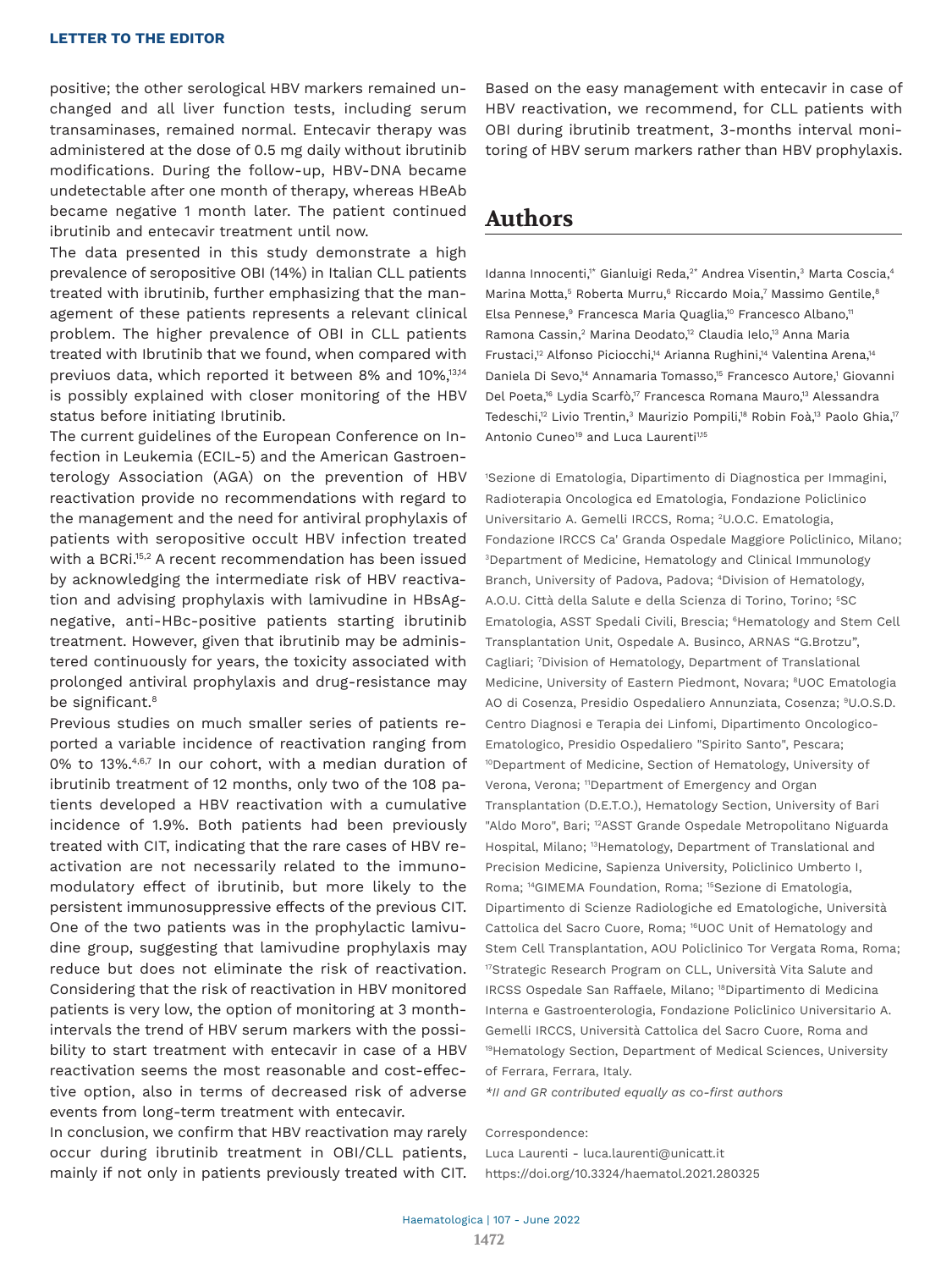positive; the other serological HBV markers remained unchanged and all liver function tests, including serum transaminases, remained normal. Entecavir therapy was administered at the dose of 0.5 mg daily without ibrutinib modifications. During the follow-up, HBV-DNA became undetectable after one month of therapy, whereas HBeAb became negative 1 month later. The patient continued ibrutinib and entecavir treatment until now.

The data presented in this study demonstrate a high prevalence of seropositive OBI (14%) in Italian CLL patients treated with ibrutinib, further emphasizing that the management of these patients represents a relevant clinical problem. The higher prevalence of OBI in CLL patients treated with Ibrutinib that we found, when compared with previuos data, which reported it between 8% and 10%,[13,14] is possibly explained with closer monitoring of the HBV status before initiating Ibrutinib.

The current guidelines of the European Conference on Infection in Leukemia (ECIL-5) and the American Gastroenterology Association (AGA) on the prevention of HBV reactivation provide no recommendations with regard to the management and the need for antiviral prophylaxis of patients with seropositive occult HBV infection treated with a BCRi.[15,2] A recent recommendation has been issued by acknowledging the intermediate risk of HBV reactivation and advising prophylaxis with lamivudine in HBsAg-negative, anti-HBc-positive patients starting ibrutinib treatment. However, given that ibrutinib may be administered continuously for years, the toxicity associated with prolonged antiviral prophylaxis and drug-resistance may be significant.[8]

Previous studies on much smaller series of patients reported a variable incidence of reactivation ranging from 0% to 13%.[4,6,7] In our cohort, with a median duration of ibrutinib treatment of 12 months, only two of the 108 patients developed a HBV reactivation with a cumulative incidence of 1.9%. Both patients had been previously treated with CIT, indicating that the rare cases of HBV reactivation are not necessarily related to the immunomodulatory effect of ibrutinib, but more likely to the persistent immunosuppressive effects of the previous CIT. One of the two patients was in the prophylactic lamivudine group, suggesting that lamivudine prophylaxis may reduce but does not eliminate the risk of reactivation. Considering that the risk of reactivation in HBV monitored patients is very low, the option of monitoring at 3 month-intervals the trend of HBV serum markers with the possibility to start treatment with entecavir in case of a HBV reactivation seems the most reasonable and cost-effective option, also in terms of decreased risk of adverse events from long-term treatment with entecavir.

In conclusion, we confirm that HBV reactivation may rarely occur during ibrutinib treatment in OBI/CLL patients, mainly if not only in patients previously treated with CIT. Based on the easy management with entecavir in case of HBV reactivation, we recommend, for CLL patients with OBI during ibrutinib treatment, 3-months interval monitoring of HBV serum markers rather than HBV prophylaxis.

## Authors

Idanna Innocenti,[1*] Gianluigi Reda,[2*] Andrea Visentin,[3] Marta Coscia,[4] Marina Motta,[5] Roberta Murru,[6] Riccardo Moia,[7] Massimo Gentile,[8] Elsa Pennese,[9] Francesca Maria Quaglia,[10] Francesco Albano,[11] Ramona Cassin,[2] Marina Deodato,[12] Claudia Ielo,[13] Anna Maria Frustaci,[12] Alfonso Piciocchi,[14] Arianna Rughini,[14] Valentina Arena,[14] Daniela Di Sevo,[14] Annamaria Tomasso,[15] Francesco Autore,[1] Giovanni Del Poeta,[16] Lydia Scarfò,[17] Francesca Romana Mauro,[13] Alessandra Tedeschi,[12] Livio Trentin,[3] Maurizio Pompili,[18] Robin Foà,[13] Paolo Ghia,[17] Antonio Cuneo[19] and Luca Laurenti[1,15]

[1]Sezione di Ematologia, Dipartimento di Diagnostica per Immagini, Radioterapia Oncologica ed Ematologia, Fondazione Policlinico Universitario A. Gemelli IRCCS, Roma; [2]U.O.C. Ematologia, Fondazione IRCCS Ca' Granda Ospedale Maggiore Policlinico, Milano; [3]Department of Medicine, Hematology and Clinical Immunology Branch, University of Padova, Padova; [4]Division of Hematology, A.O.U. Città della Salute e della Scienza di Torino, Torino; [5]SC Ematologia, ASST Spedali Civili, Brescia; [6]Hematology and Stem Cell Transplantation Unit, Ospedale A. Businco, ARNAS "G.Brotzu", Cagliari; [7]Division of Hematology, Department of Translational Medicine, University of Eastern Piedmont, Novara; [8]UOC Ematologia AO di Cosenza, Presidio Ospedaliero Annunziata, Cosenza; [9]U.O.S.D. Centro Diagnosi e Terapia dei Linfomi, Dipartimento Oncologico-Ematologico, Presidio Ospedaliero "Spirito Santo", Pescara; [10]Department of Medicine, Section of Hematology, University of Verona, Verona; [11]Department of Emergency and Organ Transplantation (D.E.T.O.), Hematology Section, University of Bari "Aldo Moro", Bari; [12]ASST Grande Ospedale Metropolitano Niguarda Hospital, Milano; [13]Hematology, Department of Translational and Precision Medicine, Sapienza University, Policlinico Umberto I, Roma; [14]GIMEMA Foundation, Roma; [15]Sezione di Ematologia, Dipartimento di Scienze Radiologiche ed Ematologiche, Università Cattolica del Sacro Cuore, Roma; [16]UOC Unit of Hematology and Stem Cell Transplantation, AOU Policlinico Tor Vergata Roma, Roma; [17]Strategic Research Program on CLL, Università Vita Salute and IRCSS Ospedale San Raffaele, Milano; [18]Dipartimento di Medicina Interna e Gastroenterologia, Fondazione Policlinico Universitario A. Gemelli IRCCS, Università Cattolica del Sacro Cuore, Roma and [19]Hematology Section, Department of Medical Sciences, University of Ferrara, Ferrara, Italy.

*II and GR contributed equally as co-first authors*

Correspondence:

Luca Laurenti - luca.laurenti@unicatt.it

https://doi.org/10.3324/haematol.2021.280325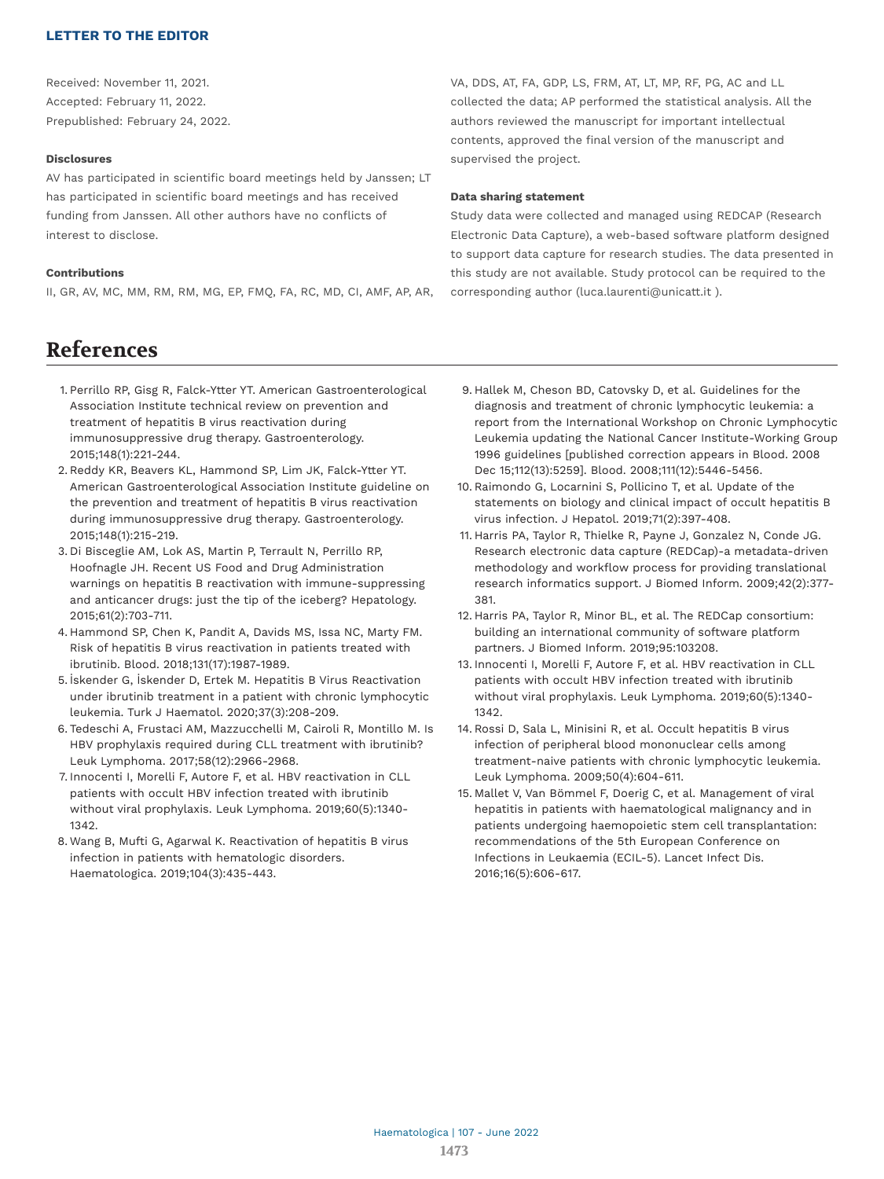Received: November 11, 2021.
Accepted: February 11, 2022.
Prepublished: February 24, 2022.

#### Disclosures

AV has participated in scientific board meetings held by Janssen; LT has participated in scientific board meetings and has received funding from Janssen. All other authors have no conflicts of interest to disclose.

#### Contributions

II, GR, AV, MC, MM, RM, RM, MG, EP, FMQ, FA, RC, MD, CI, AMF, AP, AR, VA, DDS, AT, FA, GDP, LS, FRM, AT, LT, MP, RF, PG, AC and LL collected the data; AP performed the statistical analysis. All the authors reviewed the manuscript for important intellectual contents, approved the final version of the manuscript and supervised the project.

#### Data sharing statement

Study data were collected and managed using REDCAP (Research Electronic Data Capture), a web-based software platform designed to support data capture for research studies. The data presented in this study are not available. Study protocol can be required to the corresponding author (luca.laurenti@unicatt.it ).

# References

1. Perrillo RP, Gisg R, Falck-Ytter YT. American Gastroenterological Association Institute technical review on prevention and treatment of hepatitis B virus reactivation during immunosuppressive drug therapy. Gastroenterology. 2015;148(1):221-244.
2. Reddy KR, Beavers KL, Hammond SP, Lim JK, Falck-Ytter YT. American Gastroenterological Association Institute guideline on the prevention and treatment of hepatitis B virus reactivation during immunosuppressive drug therapy. Gastroenterology. 2015;148(1):215-219.
3. Di Bisceglie AM, Lok AS, Martin P, Terrault N, Perrillo RP, Hoofnagle JH. Recent US Food and Drug Administration warnings on hepatitis B reactivation with immune-suppressing and anticancer drugs: just the tip of the iceberg? Hepatology. 2015;61(2):703-711.
4. Hammond SP, Chen K, Pandit A, Davids MS, Issa NC, Marty FM. Risk of hepatitis B virus reactivation in patients treated with ibrutinib. Blood. 2018;131(17):1987-1989.
5. İskender G, İskender D, Ertek M. Hepatitis B Virus Reactivation under ibrutinib treatment in a patient with chronic lymphocytic leukemia. Turk J Haematol. 2020;37(3):208-209.
6. Tedeschi A, Frustaci AM, Mazzucchelli M, Cairoli R, Montillo M. Is HBV prophylaxis required during CLL treatment with ibrutinib? Leuk Lymphoma. 2017;58(12):2966-2968.
7. Innocenti I, Morelli F, Autore F, et al. HBV reactivation in CLL patients with occult HBV infection treated with ibrutinib without viral prophylaxis. Leuk Lymphoma. 2019;60(5):1340-1342.
8. Wang B, Mufti G, Agarwal K. Reactivation of hepatitis B virus infection in patients with hematologic disorders. Haematologica. 2019;104(3):435-443.
9. Hallek M, Cheson BD, Catovsky D, et al. Guidelines for the diagnosis and treatment of chronic lymphocytic leukemia: a report from the International Workshop on Chronic Lymphocytic Leukemia updating the National Cancer Institute-Working Group 1996 guidelines [published correction appears in Blood. 2008 Dec 15;112(13):5259]. Blood. 2008;111(12):5446-5456.
10. Raimondo G, Locarnini S, Pollicino T, et al. Update of the statements on biology and clinical impact of occult hepatitis B virus infection. J Hepatol. 2019;71(2):397-408.
11. Harris PA, Taylor R, Thielke R, Payne J, Gonzalez N, Conde JG. Research electronic data capture (REDCap)-a metadata-driven methodology and workflow process for providing translational research informatics support. J Biomed Inform. 2009;42(2):377-381.
12. Harris PA, Taylor R, Minor BL, et al. The REDCap consortium: building an international community of software platform partners. J Biomed Inform. 2019;95:103208.
13. Innocenti I, Morelli F, Autore F, et al. HBV reactivation in CLL patients with occult HBV infection treated with ibrutinib without viral prophylaxis. Leuk Lymphoma. 2019;60(5):1340-1342.
14. Rossi D, Sala L, Minisini R, et al. Occult hepatitis B virus infection of peripheral blood mononuclear cells among treatment-naive patients with chronic lymphocytic leukemia. Leuk Lymphoma. 2009;50(4):604-611.
15. Mallet V, Van Bömmel F, Doerig C, et al. Management of viral hepatitis in patients with haematological malignancy and in patients undergoing haemopoietic stem cell transplantation: recommendations of the 5th European Conference on Infections in Leukaemia (ECIL-5). Lancet Infect Dis. 2016;16(5):606-617.